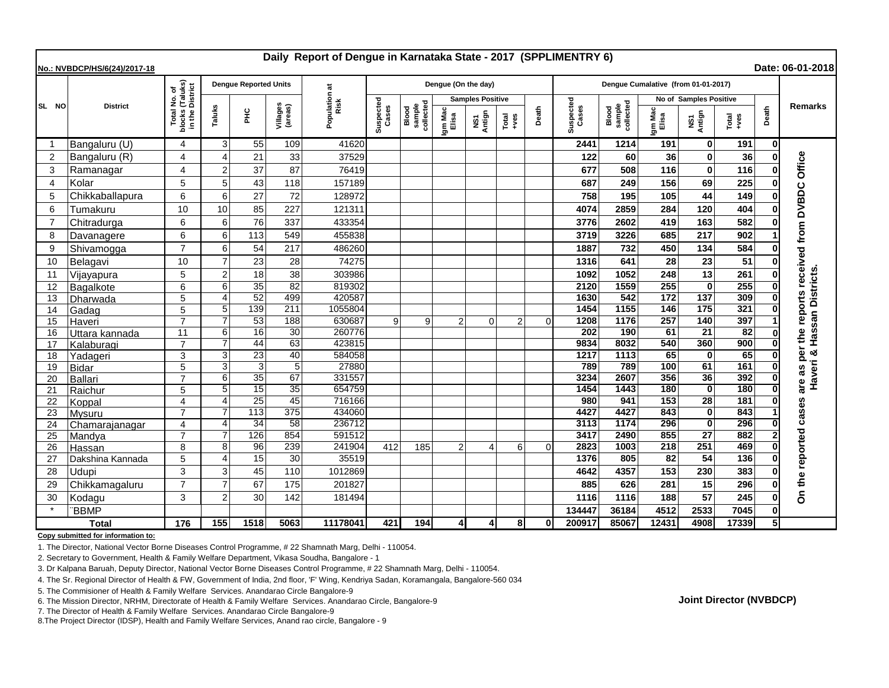# Daily Report of Dengue in Karnataka State - 2017 (SPPLIMENTRY 6)

**No.: NVBDCP/HS/6(24)/2017-18** **Date: 06-01-2018**

| SL NO | District | Total No. of blocks (Taluks) in the District | Dengue Reported Units | | | Population at Risk | Dengue (On the day) | | | | | | Dengue Cumalative (from 01-01-2017) | | | | | | Remarks |
|---|---|---|---|---|---|---|---|---|---|---|---|---|---|---|---|---|---|---|---|
| | | | | | | | | | Samples Positive | | | | | | No of Samples Positive | | | | |
| | | | Taluks | PHC | Villages (areas) | | Suspected Cases | Blood sample collected | Igm Mac Elisa | NS1 Antign | Total +ves | Death | Suspected Cases | Blood sample collected | Igm Mac Elisa | NS1 Antign | Total +ves | Death | |
| 1 | Bangaluru (U) | 4 | 3 | 55 | 109 | 41620 | | | | | | | 2441 | 1214 | 191 | 0 | 191 | 0 | On the reported cases are as per the reports received from DVBDC Office Haveri & Hassan Districts. |
| 2 | Bangaluru (R) | 4 | 4 | 21 | 33 | 37529 | | | | | | | 122 | 60 | 36 | 0 | 36 | 0 | |
| 3 | Ramanagar | 4 | 2 | 37 | 87 | 76419 | | | | | | | 677 | 508 | 116 | 0 | 116 | 0 | |
| 4 | Kolar | 5 | 5 | 43 | 118 | 157189 | | | | | | | 687 | 249 | 156 | 69 | 225 | 0 | |
| 5 | Chikkaballapura | 6 | 6 | 27 | 72 | 128972 | | | | | | | 758 | 195 | 105 | 44 | 149 | 0 | |
| 6 | Tumakuru | 10 | 10 | 85 | 227 | 121311 | | | | | | | 4074 | 2859 | 284 | 120 | 404 | 0 | |
| 7 | Chitradurga | 6 | 6 | 76 | 337 | 433354 | | | | | | | 3776 | 2602 | 419 | 163 | 582 | 0 | |
| 8 | Davanagere | 6 | 6 | 113 | 549 | 455838 | | | | | | | 3719 | 3226 | 685 | 217 | 902 | 1 | |
| 9 | Shivamogga | 7 | 6 | 54 | 217 | 486260 | | | | | | | 1887 | 732 | 450 | 134 | 584 | 0 | |
| 10 | Belagavi | 10 | 7 | 23 | 28 | 74275 | | | | | | | 1316 | 641 | 28 | 23 | 51 | 0 | |
| 11 | Vijayapura | 5 | 2 | 18 | 38 | 303986 | | | | | | | 1092 | 1052 | 248 | 13 | 261 | 0 | |
| 12 | Bagalkote | 6 | 6 | 35 | 82 | 819302 | | | | | | | 2120 | 1559 | 255 | 0 | 255 | 0 | |
| 13 | Dharwada | 5 | 4 | 52 | 499 | 420587 | | | | | | | 1630 | 542 | 172 | 137 | 309 | 0 | |
| 14 | Gadag | 5 | 5 | 139 | 211 | 1055804 | | | | | | | 1454 | 1155 | 146 | 175 | 321 | 0 | |
| 15 | Haveri | 7 | 7 | 53 | 188 | 630687 | 9 | 9 | 2 | 0 | 2 | 0 | 1208 | 1176 | 257 | 140 | 397 | 1 | |
| 16 | Uttara kannada | 11 | 6 | 16 | 30 | 260776 | | | | | | | 202 | 190 | 61 | 21 | 82 | 0 | |
| 17 | Kalaburagi | 7 | 7 | 44 | 63 | 423815 | | | | | | | 9834 | 8032 | 540 | 360 | 900 | 0 | |
| 18 | Yadageri | 3 | 3 | 23 | 40 | 584058 | | | | | | | 1217 | 1113 | 65 | 0 | 65 | 0 | |
| 19 | Bidar | 5 | 3 | 3 | 5 | 27880 | | | | | | | 789 | 789 | 100 | 61 | 161 | 0 | |
| 20 | Ballari | 7 | 6 | 35 | 67 | 331557 | | | | | | | 3234 | 2607 | 356 | 36 | 392 | 0 | |
| 21 | Raichur | 5 | 5 | 15 | 35 | 654759 | | | | | | | 1454 | 1443 | 180 | 0 | 180 | 0 | |
| 22 | Koppal | 4 | 4 | 25 | 45 | 716166 | | | | | | | 980 | 941 | 153 | 28 | 181 | 0 | |
| 23 | Mysuru | 7 | 7 | 113 | 375 | 434060 | | | | | | | 4427 | 4427 | 843 | 0 | 843 | 1 | |
| 24 | Chamarajanagar | 4 | 4 | 34 | 58 | 236712 | | | | | | | 3113 | 1174 | 296 | 0 | 296 | 0 | |
| 25 | Mandya | 7 | 7 | 126 | 854 | 591512 | | | | | | | 3417 | 2490 | 855 | 27 | 882 | 2 | |
| 26 | Hassan | 8 | 8 | 96 | 239 | 241904 | 412 | 185 | 2 | 4 | 6 | 0 | 2823 | 1003 | 218 | 251 | 469 | 0 | |
| 27 | Dakshina Kannada | 5 | 4 | 15 | 30 | 35519 | | | | | | | 1376 | 805 | 82 | 54 | 136 | 0 | |
| 28 | Udupi | 3 | 3 | 45 | 110 | 1012869 | | | | | | | 4642 | 4357 | 153 | 230 | 383 | 0 | |
| 29 | Chikkamagaluru | 7 | 7 | 67 | 175 | 201827 | | | | | | | 885 | 626 | 281 | 15 | 296 | 0 | |
| 30 | Kodagu | 3 | 2 | 30 | 142 | 181494 | | | | | | | 1116 | 1116 | 188 | 57 | 245 | 0 | |
| * | BBMP | | | | | | | | | | | | 134447 | 36184 | 4512 | 2533 | 7045 | 0 | |
| | **Total** | **176** | **155** | **1518** | **5063** | **11178041** | **421** | **194** | **4** | **4** | **8** | **0** | **200917** | **85067** | **12431** | **4908** | **17339** | **5** | |

**Copy submitted for information to:**

1. The Director, National Vector Borne Diseases Control Programme, # 22 Shamnath Marg, Delhi - 110054.
2. Secretary to Government, Health & Family Welfare Department, Vikasa Soudha, Bangalore - 1
3. Dr Kalpana Baruah, Deputy Director, National Vector Borne Diseases Control Programme, # 22 Shamnath Marg, Delhi - 110054.
4. The Sr. Regional Director of Health & FW, Government of India, 2nd floor, 'F' Wing, Kendriya Sadan, Koramangala, Bangalore-560 034
5. The Commisioner of Health & Family Welfare Services. Anandarao Circle Bangalore-9
6. The Mission Director, NRHM, Directorate of Health & Family Welfare Services. Anandarao Circle, Bangalore-9
7. The Director of Health & Family Welfare Services. Anandarao Circle Bangalore-9
8. The Project Director (IDSP), Health and Family Welfare Services, Anand rao circle, Bangalore - 9

**Joint Director (NVBDCP)**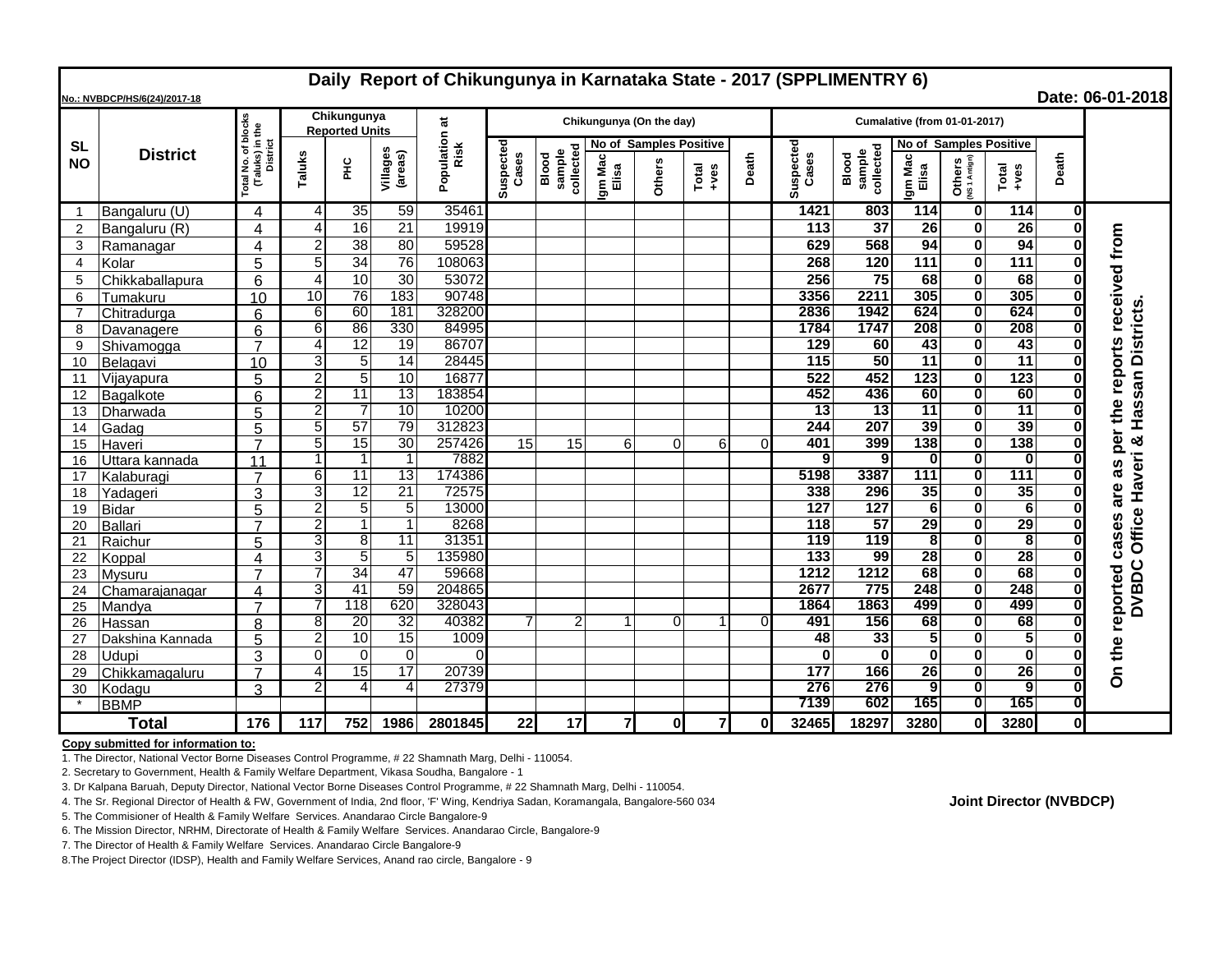# Daily Report of Chikungunya in Karnataka State - 2017 (SPPLIMENTRY 6)

**No.: NVBDCP/HS/6(24)/2017-18** **Date: 06-01-2018**

| SL NO | District | Total No. of blocks (Taluks) in the District | Chikungunya Reported Units | | | Population at Risk | Chikungunya (On the day) | | | | | | Cumalative (from 01-01-2017) | | | | | | |
|---|---|---|---|---|---|---|---|---|---|---|---|---|---|---|---|---|---|---|---|
| | | | Taluks | PHC | Villages (areas) | | Suspected Cases | Blood sample collected | No of Samples Positive | | | Death | Suspected Cases | Blood sample collected | No of Samples Positive | | | Death | |
| | | | | | | | | | Igm Mac Elisa | Others | Total +ves | | | | Igm Mac Elisa | Others (NS 1 Antign) | Total +ves | | |
| 1 | Bangaluru (U) | 4 | 4 | 35 | 59 | 35461 | | | | | | | 1421 | 803 | 114 | 0 | 114 | 0 | On the reported cases are as per the reports received from DVBDC Office Haveri & Hassan Districts. |
| 2 | Bangaluru (R) | 4 | 4 | 16 | 21 | 19919 | | | | | | | 113 | 37 | 26 | 0 | 26 | 0 | |
| 3 | Ramanagar | 4 | 2 | 38 | 80 | 59528 | | | | | | | 629 | 568 | 94 | 0 | 94 | 0 | |
| 4 | Kolar | 5 | 5 | 34 | 76 | 108063 | | | | | | | 268 | 120 | 111 | 0 | 111 | 0 | |
| 5 | Chikkaballapura | 6 | 4 | 10 | 30 | 53072 | | | | | | | 256 | 75 | 68 | 0 | 68 | 0 | |
| 6 | Tumakuru | 10 | 10 | 76 | 183 | 90748 | | | | | | | 3356 | 2211 | 305 | 0 | 305 | 0 | |
| 7 | Chitradurga | 6 | 6 | 60 | 181 | 328200 | | | | | | | 2836 | 1942 | 624 | 0 | 624 | 0 | |
| 8 | Davanagere | 6 | 6 | 86 | 330 | 84995 | | | | | | | 1784 | 1747 | 208 | 0 | 208 | 0 | |
| 9 | Shivamogga | 7 | 4 | 12 | 19 | 86707 | | | | | | | 129 | 60 | 43 | 0 | 43 | 0 | |
| 10 | Belagavi | 10 | 3 | 5 | 14 | 28445 | | | | | | | 115 | 50 | 11 | 0 | 11 | 0 | |
| 11 | Vijayapura | 5 | 2 | 5 | 10 | 16877 | | | | | | | 522 | 452 | 123 | 0 | 123 | 0 | |
| 12 | Bagalkote | 6 | 2 | 11 | 13 | 183854 | | | | | | | 452 | 436 | 60 | 0 | 60 | 0 | |
| 13 | Dharwada | 5 | 2 | 7 | 10 | 10200 | | | | | | | 13 | 13 | 11 | 0 | 11 | 0 | |
| 14 | Gadag | 5 | 5 | 57 | 79 | 312823 | | | | | | | 244 | 207 | 39 | 0 | 39 | 0 | |
| 15 | Haveri | 7 | 5 | 15 | 30 | 257426 | 15 | 15 | 6 | 0 | 6 | 0 | 401 | 399 | 138 | 0 | 138 | 0 | |
| 16 | Uttara kannada | 11 | 1 | 1 | 1 | 7882 | | | | | | | 9 | 9 | 0 | 0 | 0 | 0 | |
| 17 | Kalaburagi | 7 | 6 | 11 | 13 | 174386 | | | | | | | 5198 | 3387 | 111 | 0 | 111 | 0 | |
| 18 | Yadageri | 3 | 3 | 12 | 21 | 72575 | | | | | | | 338 | 296 | 35 | 0 | 35 | 0 | |
| 19 | Bidar | 5 | 2 | 5 | 5 | 13000 | | | | | | | 127 | 127 | 6 | 0 | 6 | 0 | |
| 20 | Ballari | 7 | 2 | 1 | 1 | 8268 | | | | | | | 118 | 57 | 29 | 0 | 29 | 0 | |
| 21 | Raichur | 5 | 3 | 8 | 11 | 31351 | | | | | | | 119 | 119 | 8 | 0 | 8 | 0 | |
| 22 | Koppal | 4 | 3 | 5 | 5 | 135980 | | | | | | | 133 | 99 | 28 | 0 | 28 | 0 | |
| 23 | Mysuru | 7 | 7 | 34 | 47 | 59668 | | | | | | | 1212 | 1212 | 68 | 0 | 68 | 0 | |
| 24 | Chamarajanagar | 4 | 3 | 41 | 59 | 204865 | | | | | | | 2677 | 775 | 248 | 0 | 248 | 0 | |
| 25 | Mandya | 7 | 7 | 118 | 620 | 328043 | | | | | | | 1864 | 1863 | 499 | 0 | 499 | 0 | |
| 26 | Hassan | 8 | 8 | 20 | 32 | 40382 | 7 | 2 | 1 | 0 | 1 | 0 | 491 | 156 | 68 | 0 | 68 | 0 | |
| 27 | Dakshina Kannada | 5 | 2 | 10 | 15 | 1009 | | | | | | | 48 | 33 | 5 | 0 | 5 | 0 | |
| 28 | Udupi | 3 | 0 | 0 | 0 | 0 | | | | | | | 0 | 0 | 0 | 0 | 0 | 0 | |
| 29 | Chikkamagaluru | 7 | 4 | 15 | 17 | 20739 | | | | | | | 177 | 166 | 26 | 0 | 26 | 0 | |
| 30 | Kodagu | 3 | 2 | 4 | 4 | 27379 | | | | | | | 276 | 276 | 9 | 0 | 9 | 0 | |
| * | BBMP | | | | | | | | | | | | 7139 | 602 | 165 | 0 | 165 | 0 | |
| | **Total** | **176** | **117** | **752** | **1986** | **2801845** | **22** | **17** | **7** | **0** | **7** | **0** | **32465** | **18297** | **3280** | **0** | **3280** | **0** | |

**Copy submitted for information to:**

1. The Director, National Vector Borne Diseases Control Programme, # 22 Shamnath Marg, Delhi - 110054.
2. Secretary to Government, Health & Family Welfare Department, Vikasa Soudha, Bangalore - 1
3. Dr Kalpana Baruah, Deputy Director, National Vector Borne Diseases Control Programme, # 22 Shamnath Marg, Delhi - 110054.
4. The Sr. Regional Director of Health & FW, Government of India, 2nd floor, 'F' Wing, Kendriya Sadan, Koramangala, Bangalore-560 034
5. The Commisioner of Health & Family Welfare Services. Anandarao Circle Bangalore-9
6. The Mission Director, NRHM, Directorate of Health & Family Welfare Services. Anandarao Circle, Bangalore-9
7. The Director of Health & Family Welfare Services. Anandarao Circle Bangalore-9
8.The Project Director (IDSP), Health and Family Welfare Services, Anand rao circle, Bangalore - 9

**Joint Director (NVBDCP)**